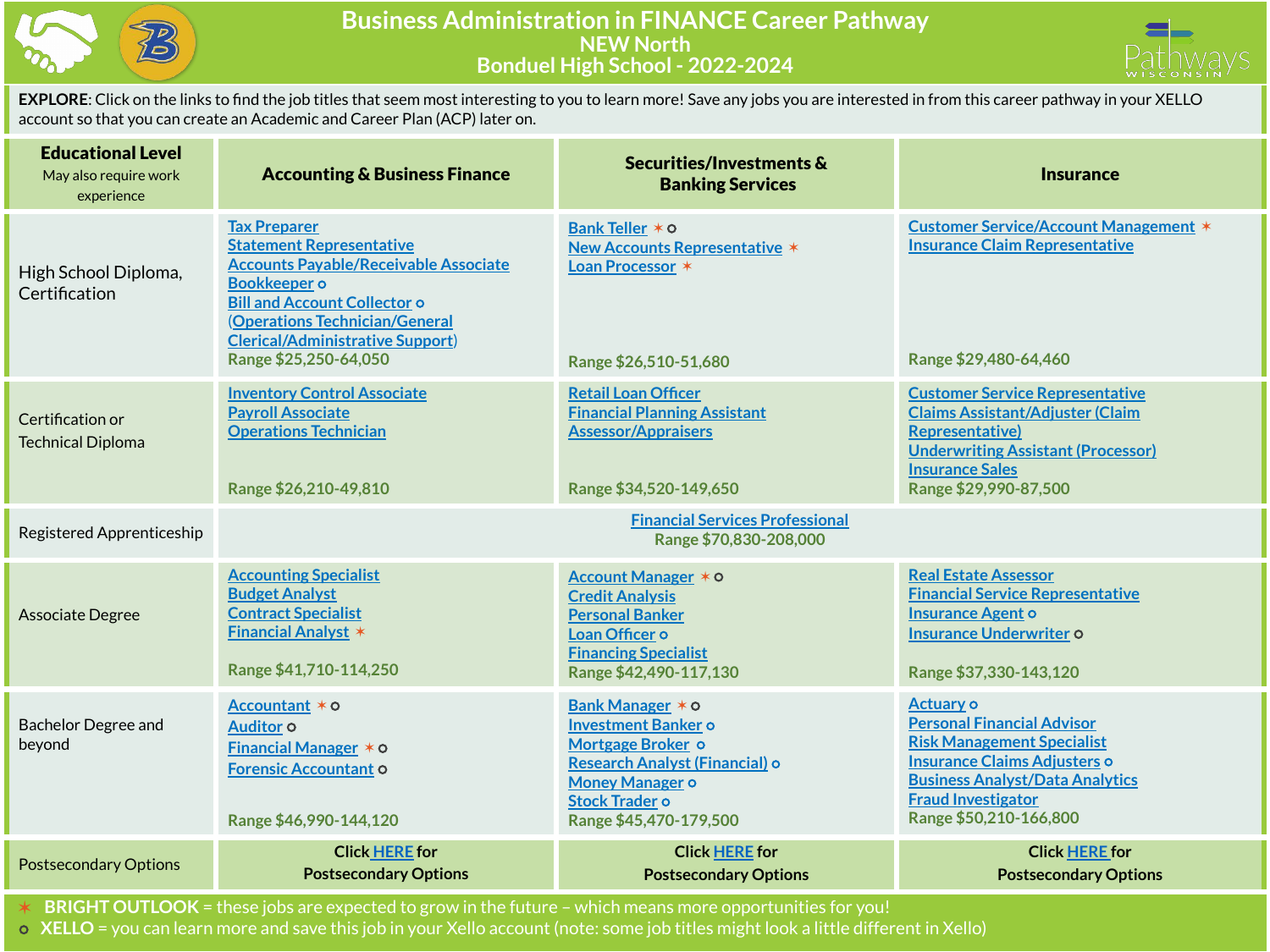# Business Administration in FINANCE Career Pathway

## NEW North

## Bonduel High School - 2022-2024

**EXPLORE**: Click on the links to find the job titles that seem most interesting to you to learn more! Save any jobs you are interested in from this career pathway in your XELLO account so that you can create an Academic and Career Plan (ACP) later on.

| **Educational Level** May also require work experience | **Accounting & Business Finance** | **Securities/Investments & Banking Services** | **Insurance** |
|---|---|---|---|
| High School Diploma, Certification | Tax Preparer<br>Statement Representative<br>Accounts Payable/Receivable Associate<br>Bookkeeper o<br>Bill and Account Collector o<br>(Operations Technician/General Clerical/Administrative Support)<br>Range $25,250-64,050 | Bank Teller * o<br>New Accounts Representative *<br>Loan Processor *<br>Range $26,510-51,680 | Customer Service/Account Management *<br>Insurance Claim Representative<br>Range $29,480-64,460 |
| Certification or Technical Diploma | Inventory Control Associate<br>Payroll Associate<br>Operations Technician<br>Range $26,210-49,810 | Retail Loan Officer<br>Financial Planning Assistant<br>Assessor/Appraisers<br>Range $34,520-149,650 | Customer Service Representative<br>Claims Assistant/Adjuster (Claim Representative)<br>Underwriting Assistant (Processor)<br>Insurance Sales<br>Range $29,990-87,500 |
| Registered Apprenticeship | Financial Services Professional<br>Range $70,830-208,000 | | |
| Associate Degree | Accounting Specialist<br>Budget Analyst<br>Contract Specialist<br>Financial Analyst *<br>Range $41,710-114,250 | Account Manager * o<br>Credit Analysis<br>Personal Banker<br>Loan Officer o<br>Financing Specialist<br>Range $42,490-117,130 | Real Estate Assessor<br>Financial Service Representative<br>Insurance Agent o<br>Insurance Underwriter o<br>Range $37,330-143,120 |
| Bachelor Degree and beyond | Accountant * o<br>Auditor o<br>Financial Manager * o<br>Forensic Accountant o<br>Range $46,990-144,120 | Bank Manager * o<br>Investment Banker o<br>Mortgage Broker o<br>Research Analyst (Financial) o<br>Money Manager o<br>Stock Trader o<br>Range $45,470-179,500 | Actuary o<br>Personal Financial Advisor<br>Risk Management Specialist<br>Insurance Claims Adjusters o<br>Business Analyst/Data Analytics<br>Fraud Investigator<br>Range $50,210-166,800 |
| Postsecondary Options | Click HERE for Postsecondary Options | Click HERE for Postsecondary Options | Click HERE for Postsecondary Options |

\* **BRIGHT OUTLOOK** = these jobs are expected to grow in the future – which means more opportunities for you!

o **XELLO** = you can learn more and save this job in your Xello account (note: some job titles might look a little different in Xello)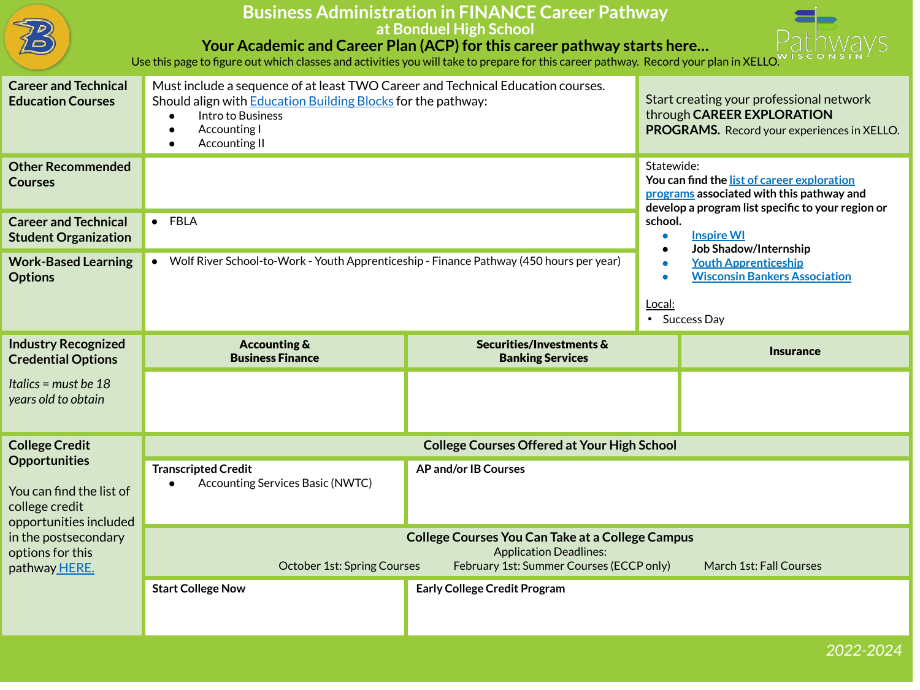# Business Administration in FINANCE Career Pathway

## at Bonduel High School

### Your Academic and Career Plan (ACP) for this career pathway starts here...

Use this page to figure out which classes and activities you will take to prepare for this career pathway. Record your plan in XELLO.

| | | |
|---|---|---|
| **Career and Technical Education Courses** | Must include a sequence of at least TWO Career and Technical Education courses. Should align with Education Building Blocks for the pathway: <br>• Intro to Business<br>• Accounting I<br>• Accounting II | Start creating your professional network through **CAREER EXPLORATION PROGRAMS.** Record your experiences in XELLO. |
| **Other Recommended Courses** | | Statewide:<br>**You can find the list of career exploration programs associated with this pathway and develop a program list specific to your region or school.**<br>• Inspire WI<br>• Job Shadow/Internship<br>• Youth Apprenticeship<br>• Wisconsin Bankers Association<br><br>Local:<br>• Success Day |
| **Career and Technical Student Organization** | • FBLA | |
| **Work-Based Learning Options** | • Wolf River School-to-Work - Youth Apprenticeship - Finance Pathway (450 hours per year) | |

| **Industry Recognized Credential Options** | **Accounting & Business Finance** | **Securities/Investments & Banking Services** | **Insurance** |
|---|---|---|---|
| *Italics = must be 18 years old to obtain* | | | |

| **College Credit Opportunities** | **College Courses Offered at Your High School** | |
|---|---|---|
| You can find the list of college credit opportunities included in the postsecondary options for this pathway HERE. | **Transcripted Credit**<br>• Accounting Services Basic (NWTC) | **AP and/or IB Courses** |
| | **College Courses You Can Take at a College Campus**<br>Application Deadlines:<br>October 1st: Spring Courses February 1st: Summer Courses (ECCP only) March 1st: Fall Courses | |
| | **Start College Now** | **Early College Credit Program** |

*2022-2024*